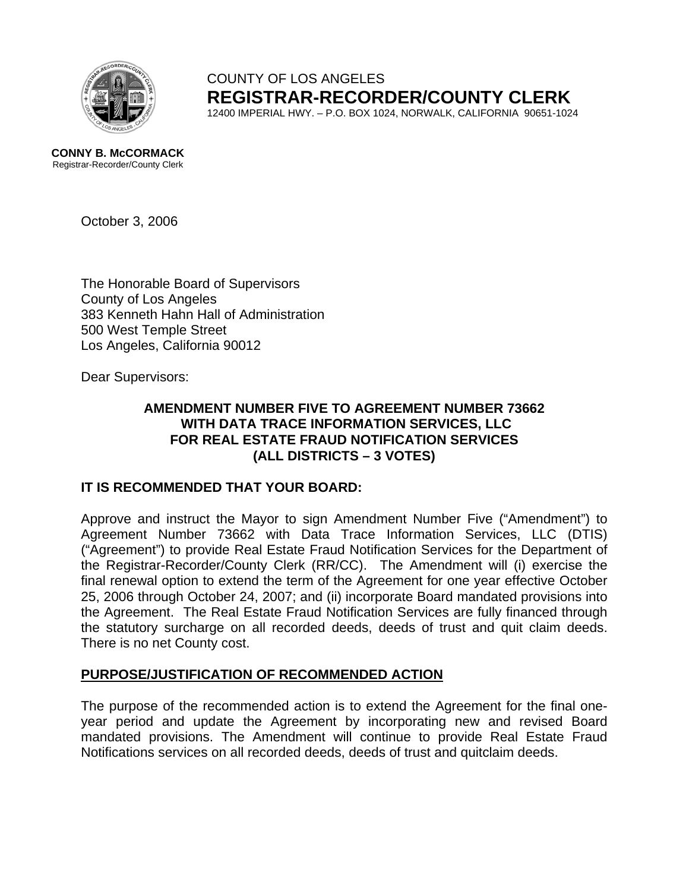COUNTY OF LOS ANGELES

# REGISTRAR-RECORDER/COUNTY CLERK

12400 IMPERIAL HWY. – P.O. BOX 1024, NORWALK, CALIFORNIA 90651-1024

**CONNY B. McCORMACK**
Registrar-Recorder/County Clerk

October 3, 2006

The Honorable Board of Supervisors
County of Los Angeles
383 Kenneth Hahn Hall of Administration
500 West Temple Street
Los Angeles, California 90012

Dear Supervisors:

**AMENDMENT NUMBER FIVE TO AGREEMENT NUMBER 73662
WITH DATA TRACE INFORMATION SERVICES, LLC
FOR REAL ESTATE FRAUD NOTIFICATION SERVICES
(ALL DISTRICTS – 3 VOTES)**

**IT IS RECOMMENDED THAT YOUR BOARD:**

Approve and instruct the Mayor to sign Amendment Number Five ("Amendment") to Agreement Number 73662 with Data Trace Information Services, LLC (DTIS) ("Agreement") to provide Real Estate Fraud Notification Services for the Department of the Registrar-Recorder/County Clerk (RR/CC). The Amendment will (i) exercise the final renewal option to extend the term of the Agreement for one year effective October 25, 2006 through October 24, 2007; and (ii) incorporate Board mandated provisions into the Agreement. The Real Estate Fraud Notification Services are fully financed through the statutory surcharge on all recorded deeds, deeds of trust and quit claim deeds. There is no net County cost.

**PURPOSE/JUSTIFICATION OF RECOMMENDED ACTION**

The purpose of the recommended action is to extend the Agreement for the final one-year period and update the Agreement by incorporating new and revised Board mandated provisions. The Amendment will continue to provide Real Estate Fraud Notifications services on all recorded deeds, deeds of trust and quitclaim deeds.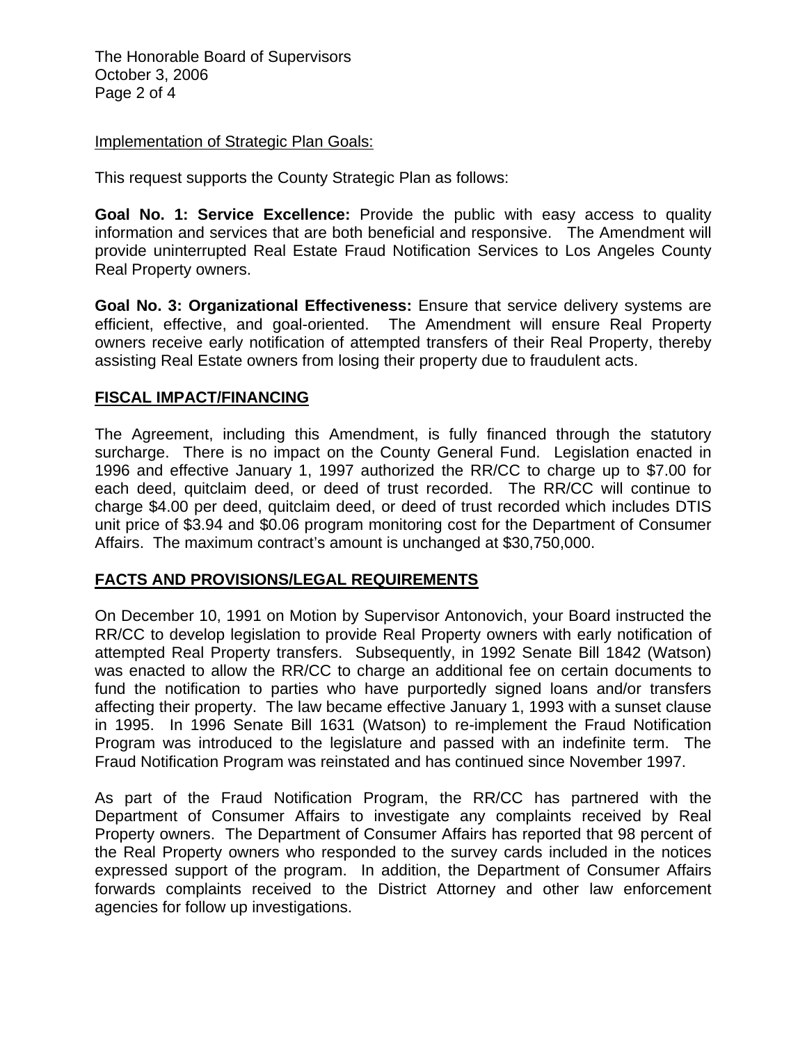Implementation of Strategic Plan Goals:

This request supports the County Strategic Plan as follows:

**Goal No. 1: Service Excellence:** Provide the public with easy access to quality information and services that are both beneficial and responsive. The Amendment will provide uninterrupted Real Estate Fraud Notification Services to Los Angeles County Real Property owners.

**Goal No. 3: Organizational Effectiveness:** Ensure that service delivery systems are efficient, effective, and goal-oriented. The Amendment will ensure Real Property owners receive early notification of attempted transfers of their Real Property, thereby assisting Real Estate owners from losing their property due to fraudulent acts.

## FISCAL IMPACT/FINANCING

The Agreement, including this Amendment, is fully financed through the statutory surcharge. There is no impact on the County General Fund. Legislation enacted in 1996 and effective January 1, 1997 authorized the RR/CC to charge up to $7.00 for each deed, quitclaim deed, or deed of trust recorded. The RR/CC will continue to charge $4.00 per deed, quitclaim deed, or deed of trust recorded which includes DTIS unit price of $3.94 and $0.06 program monitoring cost for the Department of Consumer Affairs. The maximum contract's amount is unchanged at $30,750,000.

## FACTS AND PROVISIONS/LEGAL REQUIREMENTS

On December 10, 1991 on Motion by Supervisor Antonovich, your Board instructed the RR/CC to develop legislation to provide Real Property owners with early notification of attempted Real Property transfers. Subsequently, in 1992 Senate Bill 1842 (Watson) was enacted to allow the RR/CC to charge an additional fee on certain documents to fund the notification to parties who have purportedly signed loans and/or transfers affecting their property. The law became effective January 1, 1993 with a sunset clause in 1995. In 1996 Senate Bill 1631 (Watson) to re-implement the Fraud Notification Program was introduced to the legislature and passed with an indefinite term. The Fraud Notification Program was reinstated and has continued since November 1997.

As part of the Fraud Notification Program, the RR/CC has partnered with the Department of Consumer Affairs to investigate any complaints received by Real Property owners. The Department of Consumer Affairs has reported that 98 percent of the Real Property owners who responded to the survey cards included in the notices expressed support of the program. In addition, the Department of Consumer Affairs forwards complaints received to the District Attorney and other law enforcement agencies for follow up investigations.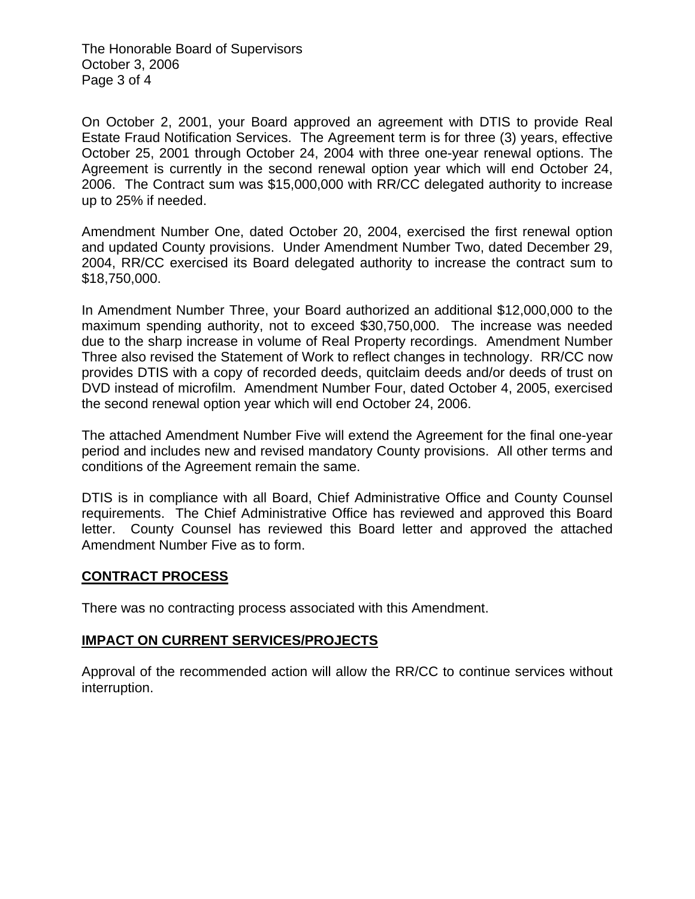On October 2, 2001, your Board approved an agreement with DTIS to provide Real Estate Fraud Notification Services. The Agreement term is for three (3) years, effective October 25, 2001 through October 24, 2004 with three one-year renewal options. The Agreement is currently in the second renewal option year which will end October 24, 2006. The Contract sum was $15,000,000 with RR/CC delegated authority to increase up to 25% if needed.

Amendment Number One, dated October 20, 2004, exercised the first renewal option and updated County provisions. Under Amendment Number Two, dated December 29, 2004, RR/CC exercised its Board delegated authority to increase the contract sum to $18,750,000.

In Amendment Number Three, your Board authorized an additional $12,000,000 to the maximum spending authority, not to exceed $30,750,000. The increase was needed due to the sharp increase in volume of Real Property recordings. Amendment Number Three also revised the Statement of Work to reflect changes in technology. RR/CC now provides DTIS with a copy of recorded deeds, quitclaim deeds and/or deeds of trust on DVD instead of microfilm. Amendment Number Four, dated October 4, 2005, exercised the second renewal option year which will end October 24, 2006.

The attached Amendment Number Five will extend the Agreement for the final one-year period and includes new and revised mandatory County provisions. All other terms and conditions of the Agreement remain the same.

DTIS is in compliance with all Board, Chief Administrative Office and County Counsel requirements. The Chief Administrative Office has reviewed and approved this Board letter. County Counsel has reviewed this Board letter and approved the attached Amendment Number Five as to form.

## CONTRACT PROCESS

There was no contracting process associated with this Amendment.

## IMPACT ON CURRENT SERVICES/PROJECTS

Approval of the recommended action will allow the RR/CC to continue services without interruption.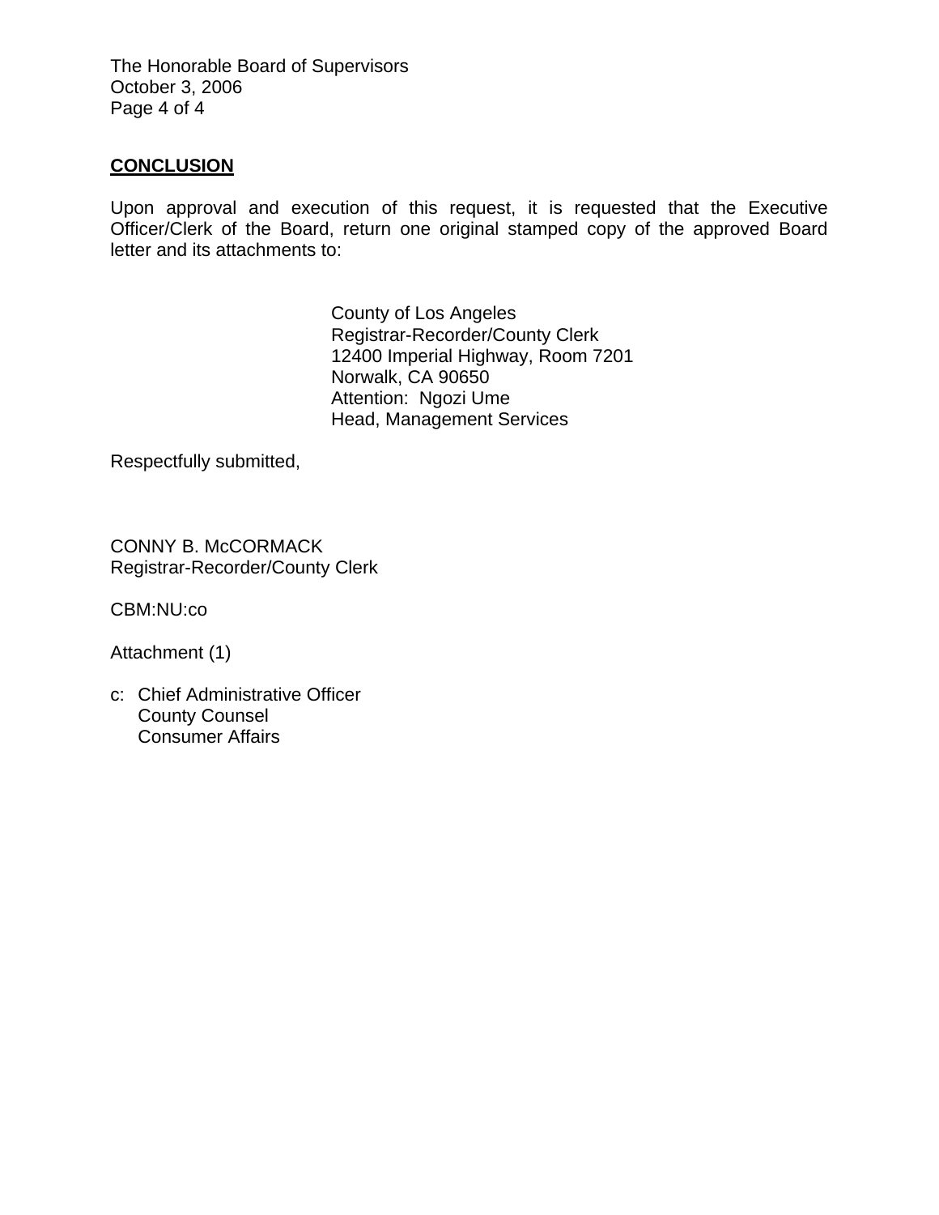## CONCLUSION

Upon approval and execution of this request, it is requested that the Executive Officer/Clerk of the Board, return one original stamped copy of the approved Board letter and its attachments to:

County of Los Angeles
Registrar-Recorder/County Clerk
12400 Imperial Highway, Room 7201
Norwalk, CA 90650
Attention: Ngozi Ume
Head, Management Services

Respectfully submitted,

CONNY B. McCORMACK
Registrar-Recorder/County Clerk

CBM:NU:co

Attachment (1)

c: Chief Administrative Officer
County Counsel
Consumer Affairs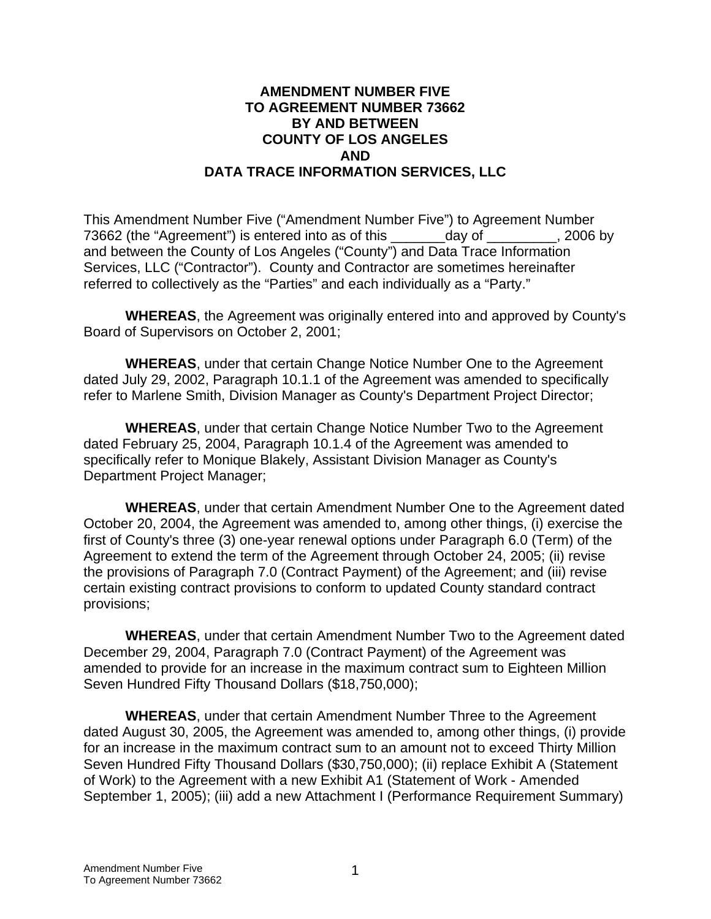**AMENDMENT NUMBER FIVE**
**TO AGREEMENT NUMBER 73662**
**BY AND BETWEEN**
**COUNTY OF LOS ANGELES**
**AND**
**DATA TRACE INFORMATION SERVICES, LLC**

This Amendment Number Five ("Amendment Number Five") to Agreement Number 73662 (the "Agreement") is entered into as of this _______day of _________, 2006 by and between the County of Los Angeles ("County") and Data Trace Information Services, LLC ("Contractor"). County and Contractor are sometimes hereinafter referred to collectively as the "Parties" and each individually as a "Party."

**WHEREAS**, the Agreement was originally entered into and approved by County's Board of Supervisors on October 2, 2001;

**WHEREAS**, under that certain Change Notice Number One to the Agreement dated July 29, 2002, Paragraph 10.1.1 of the Agreement was amended to specifically refer to Marlene Smith, Division Manager as County's Department Project Director;

**WHEREAS**, under that certain Change Notice Number Two to the Agreement dated February 25, 2004, Paragraph 10.1.4 of the Agreement was amended to specifically refer to Monique Blakely, Assistant Division Manager as County's Department Project Manager;

**WHEREAS**, under that certain Amendment Number One to the Agreement dated October 20, 2004, the Agreement was amended to, among other things, (i) exercise the first of County's three (3) one-year renewal options under Paragraph 6.0 (Term) of the Agreement to extend the term of the Agreement through October 24, 2005; (ii) revise the provisions of Paragraph 7.0 (Contract Payment) of the Agreement; and (iii) revise certain existing contract provisions to conform to updated County standard contract provisions;

**WHEREAS**, under that certain Amendment Number Two to the Agreement dated December 29, 2004, Paragraph 7.0 (Contract Payment) of the Agreement was amended to provide for an increase in the maximum contract sum to Eighteen Million Seven Hundred Fifty Thousand Dollars ($18,750,000);

**WHEREAS**, under that certain Amendment Number Three to the Agreement dated August 30, 2005, the Agreement was amended to, among other things, (i) provide for an increase in the maximum contract sum to an amount not to exceed Thirty Million Seven Hundred Fifty Thousand Dollars ($30,750,000); (ii) replace Exhibit A (Statement of Work) to the Agreement with a new Exhibit A1 (Statement of Work - Amended September 1, 2005); (iii) add a new Attachment I (Performance Requirement Summary)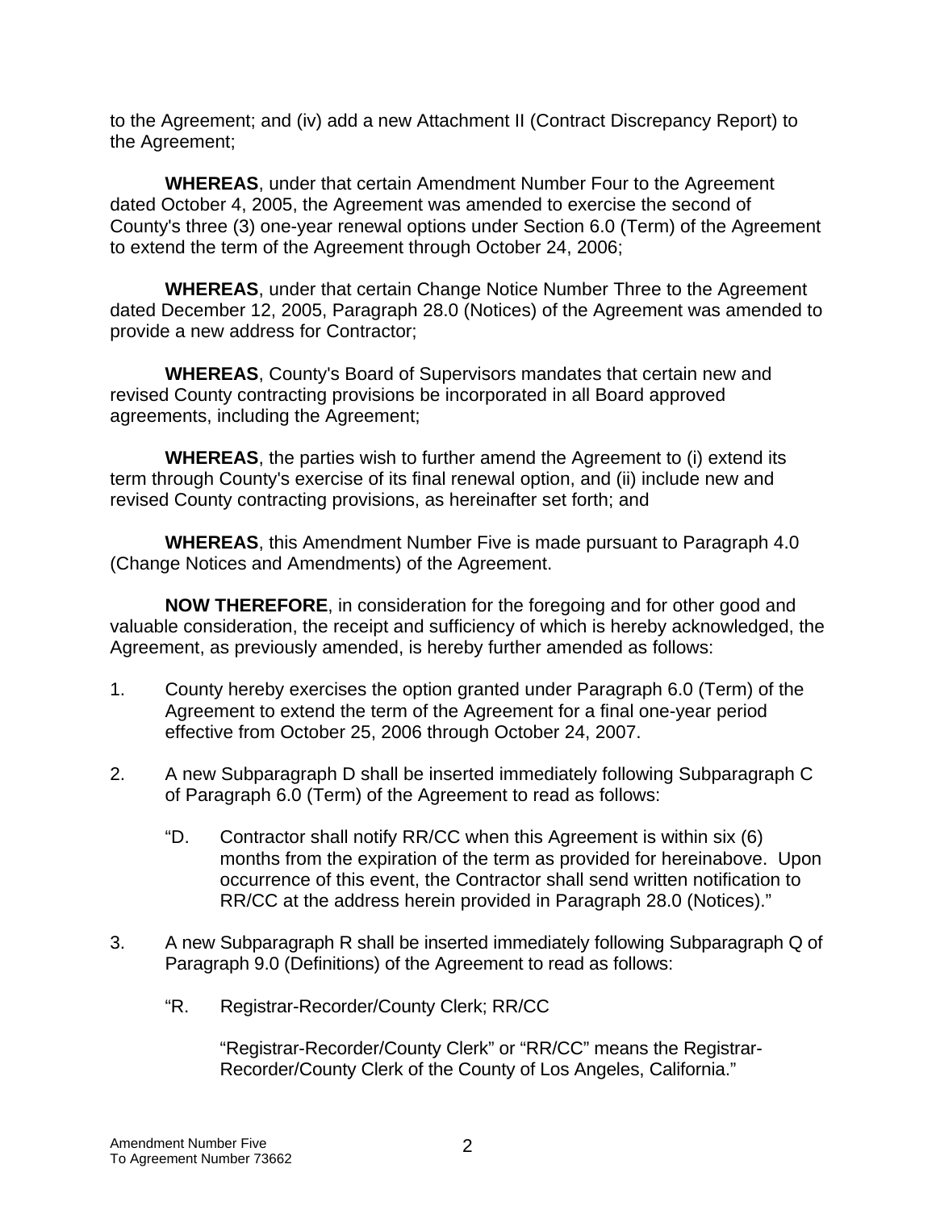to the Agreement; and (iv) add a new Attachment II (Contract Discrepancy Report) to the Agreement;

**WHEREAS**, under that certain Amendment Number Four to the Agreement dated October 4, 2005, the Agreement was amended to exercise the second of County's three (3) one-year renewal options under Section 6.0 (Term) of the Agreement to extend the term of the Agreement through October 24, 2006;

**WHEREAS**, under that certain Change Notice Number Three to the Agreement dated December 12, 2005, Paragraph 28.0 (Notices) of the Agreement was amended to provide a new address for Contractor;

**WHEREAS**, County's Board of Supervisors mandates that certain new and revised County contracting provisions be incorporated in all Board approved agreements, including the Agreement;

**WHEREAS**, the parties wish to further amend the Agreement to (i) extend its term through County's exercise of its final renewal option, and (ii) include new and revised County contracting provisions, as hereinafter set forth; and

**WHEREAS**, this Amendment Number Five is made pursuant to Paragraph 4.0 (Change Notices and Amendments) of the Agreement.

**NOW THEREFORE**, in consideration for the foregoing and for other good and valuable consideration, the receipt and sufficiency of which is hereby acknowledged, the Agreement, as previously amended, is hereby further amended as follows:

1. County hereby exercises the option granted under Paragraph 6.0 (Term) of the Agreement to extend the term of the Agreement for a final one-year period effective from October 25, 2006 through October 24, 2007.

2. A new Subparagraph D shall be inserted immediately following Subparagraph C of Paragraph 6.0 (Term) of the Agreement to read as follows:

   "D. Contractor shall notify RR/CC when this Agreement is within six (6) months from the expiration of the term as provided for hereinabove. Upon occurrence of this event, the Contractor shall send written notification to RR/CC at the address herein provided in Paragraph 28.0 (Notices)."

3. A new Subparagraph R shall be inserted immediately following Subparagraph Q of Paragraph 9.0 (Definitions) of the Agreement to read as follows:

   "R. Registrar-Recorder/County Clerk; RR/CC

   "Registrar-Recorder/County Clerk" or "RR/CC" means the Registrar-Recorder/County Clerk of the County of Los Angeles, California."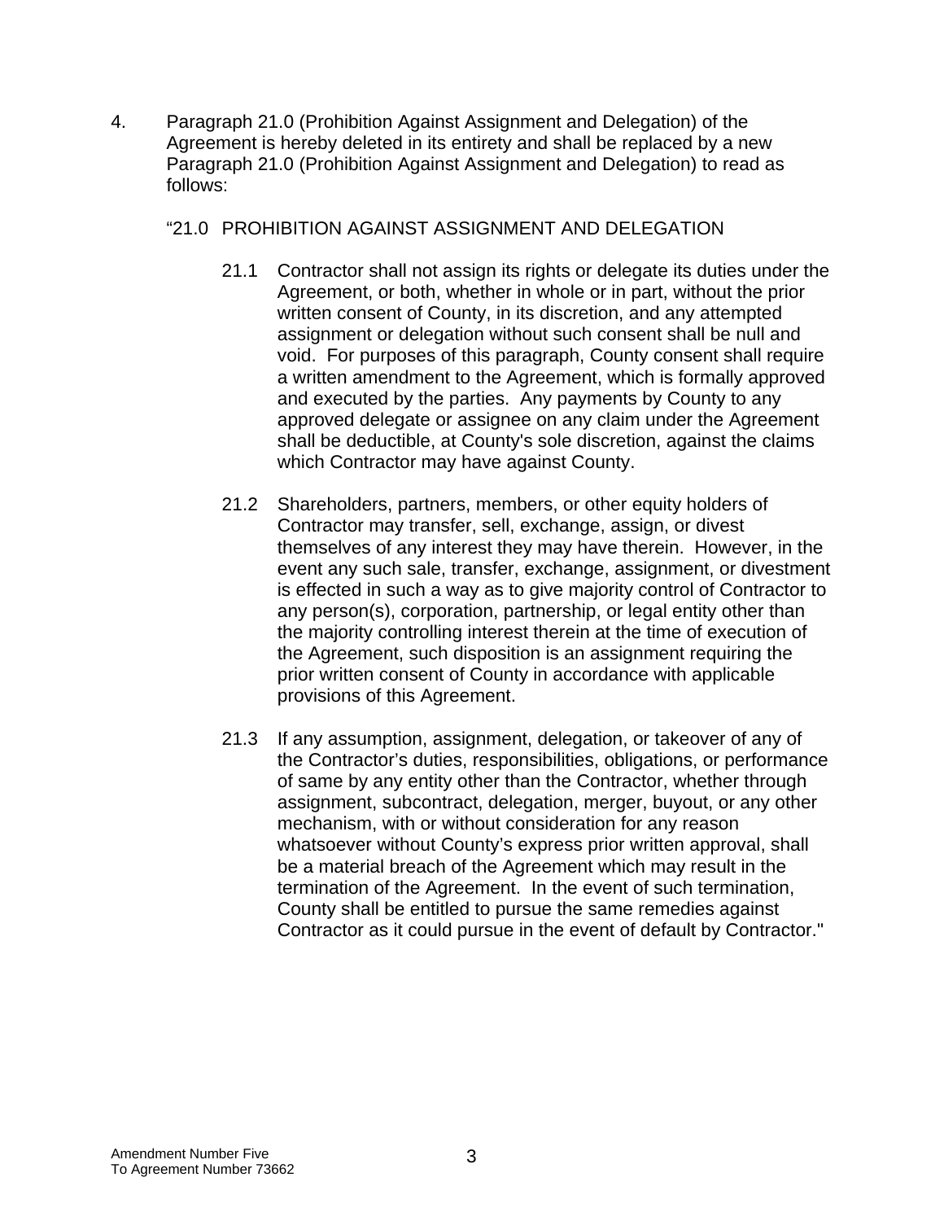4. Paragraph 21.0 (Prohibition Against Assignment and Delegation) of the Agreement is hereby deleted in its entirety and shall be replaced by a new Paragraph 21.0 (Prohibition Against Assignment and Delegation) to read as follows:

"21.0 PROHIBITION AGAINST ASSIGNMENT AND DELEGATION

21.1 Contractor shall not assign its rights or delegate its duties under the Agreement, or both, whether in whole or in part, without the prior written consent of County, in its discretion, and any attempted assignment or delegation without such consent shall be null and void. For purposes of this paragraph, County consent shall require a written amendment to the Agreement, which is formally approved and executed by the parties. Any payments by County to any approved delegate or assignee on any claim under the Agreement shall be deductible, at County's sole discretion, against the claims which Contractor may have against County.

21.2 Shareholders, partners, members, or other equity holders of Contractor may transfer, sell, exchange, assign, or divest themselves of any interest they may have therein. However, in the event any such sale, transfer, exchange, assignment, or divestment is effected in such a way as to give majority control of Contractor to any person(s), corporation, partnership, or legal entity other than the majority controlling interest therein at the time of execution of the Agreement, such disposition is an assignment requiring the prior written consent of County in accordance with applicable provisions of this Agreement.

21.3 If any assumption, assignment, delegation, or takeover of any of the Contractor's duties, responsibilities, obligations, or performance of same by any entity other than the Contractor, whether through assignment, subcontract, delegation, merger, buyout, or any other mechanism, with or without consideration for any reason whatsoever without County's express prior written approval, shall be a material breach of the Agreement which may result in the termination of the Agreement. In the event of such termination, County shall be entitled to pursue the same remedies against Contractor as it could pursue in the event of default by Contractor."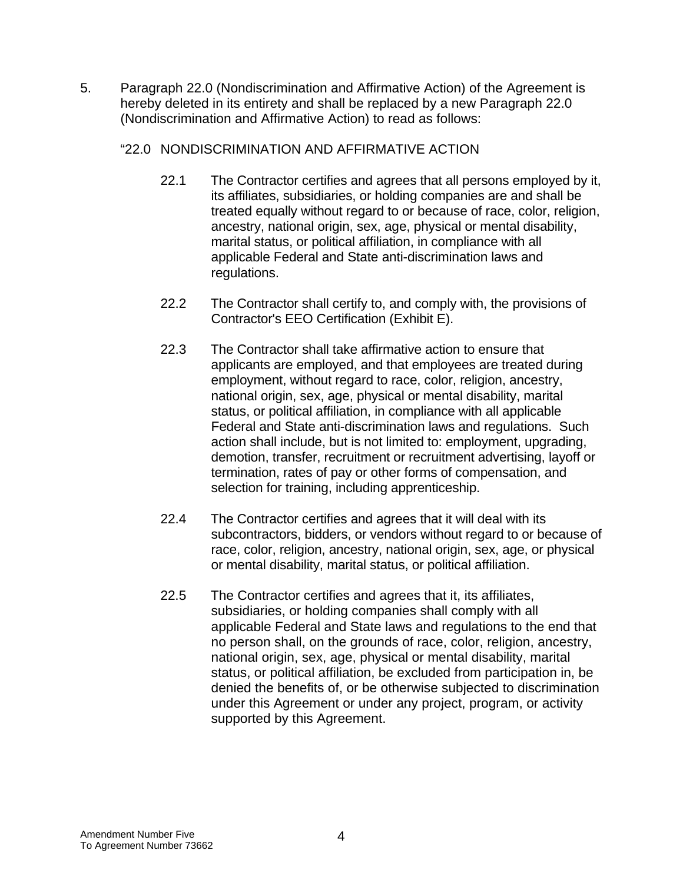5. Paragraph 22.0 (Nondiscrimination and Affirmative Action) of the Agreement is hereby deleted in its entirety and shall be replaced by a new Paragraph 22.0 (Nondiscrimination and Affirmative Action) to read as follows:

"22.0 NONDISCRIMINATION AND AFFIRMATIVE ACTION

22.1 The Contractor certifies and agrees that all persons employed by it, its affiliates, subsidiaries, or holding companies are and shall be treated equally without regard to or because of race, color, religion, ancestry, national origin, sex, age, physical or mental disability, marital status, or political affiliation, in compliance with all applicable Federal and State anti-discrimination laws and regulations.

22.2 The Contractor shall certify to, and comply with, the provisions of Contractor's EEO Certification (Exhibit E).

22.3 The Contractor shall take affirmative action to ensure that applicants are employed, and that employees are treated during employment, without regard to race, color, religion, ancestry, national origin, sex, age, physical or mental disability, marital status, or political affiliation, in compliance with all applicable Federal and State anti-discrimination laws and regulations. Such action shall include, but is not limited to: employment, upgrading, demotion, transfer, recruitment or recruitment advertising, layoff or termination, rates of pay or other forms of compensation, and selection for training, including apprenticeship.

22.4 The Contractor certifies and agrees that it will deal with its subcontractors, bidders, or vendors without regard to or because of race, color, religion, ancestry, national origin, sex, age, or physical or mental disability, marital status, or political affiliation.

22.5 The Contractor certifies and agrees that it, its affiliates, subsidiaries, or holding companies shall comply with all applicable Federal and State laws and regulations to the end that no person shall, on the grounds of race, color, religion, ancestry, national origin, sex, age, physical or mental disability, marital status, or political affiliation, be excluded from participation in, be denied the benefits of, or be otherwise subjected to discrimination under this Agreement or under any project, program, or activity supported by this Agreement.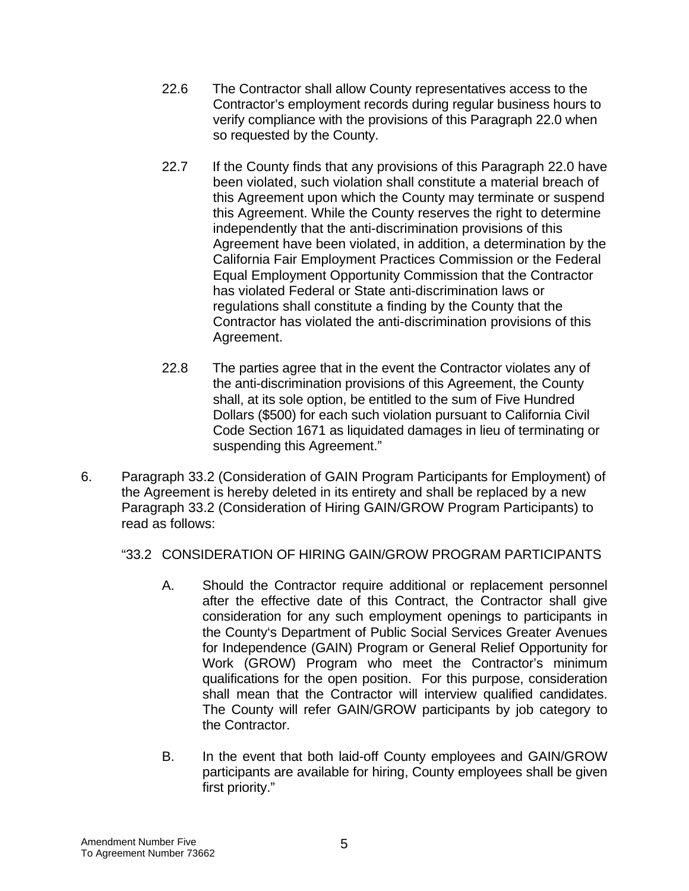22.6 The Contractor shall allow County representatives access to the Contractor's employment records during regular business hours to verify compliance with the provisions of this Paragraph 22.0 when so requested by the County.

22.7 If the County finds that any provisions of this Paragraph 22.0 have been violated, such violation shall constitute a material breach of this Agreement upon which the County may terminate or suspend this Agreement. While the County reserves the right to determine independently that the anti-discrimination provisions of this Agreement have been violated, in addition, a determination by the California Fair Employment Practices Commission or the Federal Equal Employment Opportunity Commission that the Contractor has violated Federal or State anti-discrimination laws or regulations shall constitute a finding by the County that the Contractor has violated the anti-discrimination provisions of this Agreement.

22.8 The parties agree that in the event the Contractor violates any of the anti-discrimination provisions of this Agreement, the County shall, at its sole option, be entitled to the sum of Five Hundred Dollars ($500) for each such violation pursuant to California Civil Code Section 1671 as liquidated damages in lieu of terminating or suspending this Agreement."

6. Paragraph 33.2 (Consideration of GAIN Program Participants for Employment) of the Agreement is hereby deleted in its entirety and shall be replaced by a new Paragraph 33.2 (Consideration of Hiring GAIN/GROW Program Participants) to read as follows:

"33.2 CONSIDERATION OF HIRING GAIN/GROW PROGRAM PARTICIPANTS

A. Should the Contractor require additional or replacement personnel after the effective date of this Contract, the Contractor shall give consideration for any such employment openings to participants in the County's Department of Public Social Services Greater Avenues for Independence (GAIN) Program or General Relief Opportunity for Work (GROW) Program who meet the Contractor's minimum qualifications for the open position. For this purpose, consideration shall mean that the Contractor will interview qualified candidates. The County will refer GAIN/GROW participants by job category to the Contractor.

B. In the event that both laid-off County employees and GAIN/GROW participants are available for hiring, County employees shall be given first priority."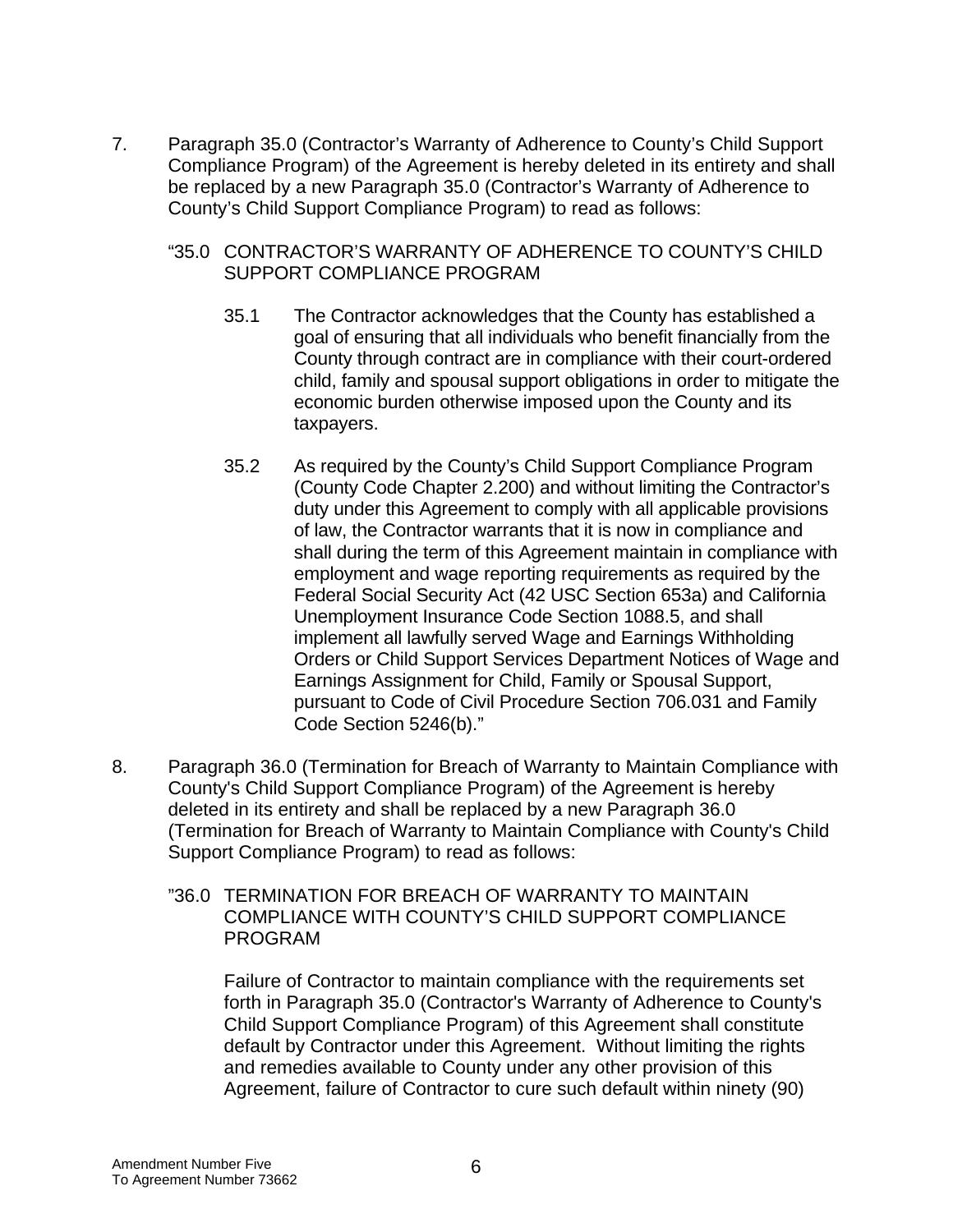7. Paragraph 35.0 (Contractor's Warranty of Adherence to County's Child Support Compliance Program) of the Agreement is hereby deleted in its entirety and shall be replaced by a new Paragraph 35.0 (Contractor's Warranty of Adherence to County's Child Support Compliance Program) to read as follows:

   "35.0 CONTRACTOR'S WARRANTY OF ADHERENCE TO COUNTY'S CHILD SUPPORT COMPLIANCE PROGRAM

   35.1 The Contractor acknowledges that the County has established a goal of ensuring that all individuals who benefit financially from the County through contract are in compliance with their court-ordered child, family and spousal support obligations in order to mitigate the economic burden otherwise imposed upon the County and its taxpayers.

   35.2 As required by the County's Child Support Compliance Program (County Code Chapter 2.200) and without limiting the Contractor's duty under this Agreement to comply with all applicable provisions of law, the Contractor warrants that it is now in compliance and shall during the term of this Agreement maintain in compliance with employment and wage reporting requirements as required by the Federal Social Security Act (42 USC Section 653a) and California Unemployment Insurance Code Section 1088.5, and shall implement all lawfully served Wage and Earnings Withholding Orders or Child Support Services Department Notices of Wage and Earnings Assignment for Child, Family or Spousal Support, pursuant to Code of Civil Procedure Section 706.031 and Family Code Section 5246(b)."

8. Paragraph 36.0 (Termination for Breach of Warranty to Maintain Compliance with County's Child Support Compliance Program) of the Agreement is hereby deleted in its entirety and shall be replaced by a new Paragraph 36.0 (Termination for Breach of Warranty to Maintain Compliance with County's Child Support Compliance Program) to read as follows:

   "36.0 TERMINATION FOR BREACH OF WARRANTY TO MAINTAIN COMPLIANCE WITH COUNTY'S CHILD SUPPORT COMPLIANCE PROGRAM

   Failure of Contractor to maintain compliance with the requirements set forth in Paragraph 35.0 (Contractor's Warranty of Adherence to County's Child Support Compliance Program) of this Agreement shall constitute default by Contractor under this Agreement. Without limiting the rights and remedies available to County under any other provision of this Agreement, failure of Contractor to cure such default within ninety (90)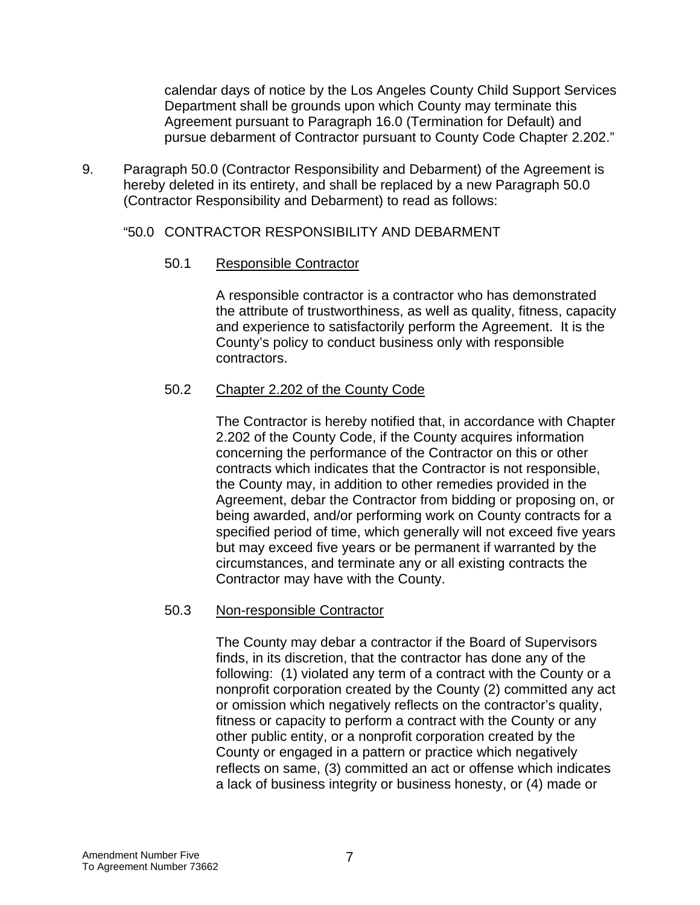calendar days of notice by the Los Angeles County Child Support Services Department shall be grounds upon which County may terminate this Agreement pursuant to Paragraph 16.0 (Termination for Default) and pursue debarment of Contractor pursuant to County Code Chapter 2.202."

9. Paragraph 50.0 (Contractor Responsibility and Debarment) of the Agreement is hereby deleted in its entirety, and shall be replaced by a new Paragraph 50.0 (Contractor Responsibility and Debarment) to read as follows:

"50.0 CONTRACTOR RESPONSIBILITY AND DEBARMENT

50.1 Responsible Contractor

A responsible contractor is a contractor who has demonstrated the attribute of trustworthiness, as well as quality, fitness, capacity and experience to satisfactorily perform the Agreement. It is the County's policy to conduct business only with responsible contractors.

50.2 Chapter 2.202 of the County Code

The Contractor is hereby notified that, in accordance with Chapter 2.202 of the County Code, if the County acquires information concerning the performance of the Contractor on this or other contracts which indicates that the Contractor is not responsible, the County may, in addition to other remedies provided in the Agreement, debar the Contractor from bidding or proposing on, or being awarded, and/or performing work on County contracts for a specified period of time, which generally will not exceed five years but may exceed five years or be permanent if warranted by the circumstances, and terminate any or all existing contracts the Contractor may have with the County.

50.3 Non-responsible Contractor

The County may debar a contractor if the Board of Supervisors finds, in its discretion, that the contractor has done any of the following: (1) violated any term of a contract with the County or a nonprofit corporation created by the County (2) committed any act or omission which negatively reflects on the contractor's quality, fitness or capacity to perform a contract with the County or any other public entity, or a nonprofit corporation created by the County or engaged in a pattern or practice which negatively reflects on same, (3) committed an act or offense which indicates a lack of business integrity or business honesty, or (4) made or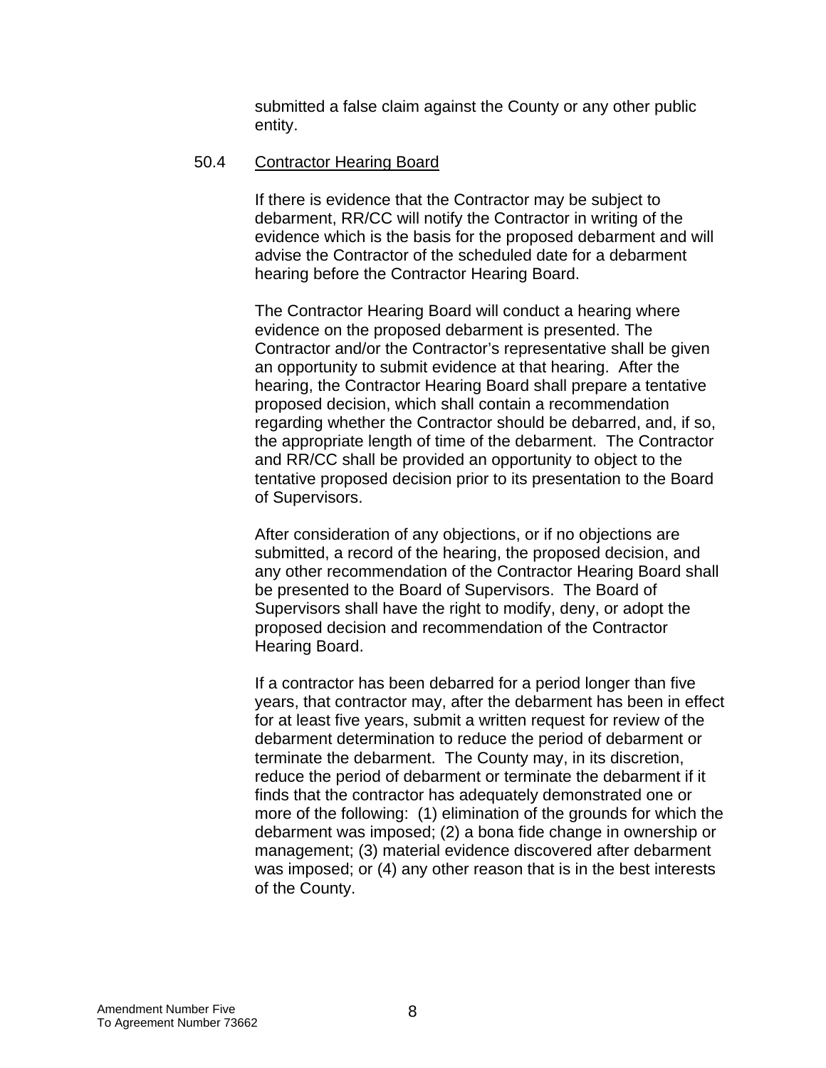submitted a false claim against the County or any other public entity.

50.4 Contractor Hearing Board

If there is evidence that the Contractor may be subject to debarment, RR/CC will notify the Contractor in writing of the evidence which is the basis for the proposed debarment and will advise the Contractor of the scheduled date for a debarment hearing before the Contractor Hearing Board.

The Contractor Hearing Board will conduct a hearing where evidence on the proposed debarment is presented. The Contractor and/or the Contractor's representative shall be given an opportunity to submit evidence at that hearing. After the hearing, the Contractor Hearing Board shall prepare a tentative proposed decision, which shall contain a recommendation regarding whether the Contractor should be debarred, and, if so, the appropriate length of time of the debarment. The Contractor and RR/CC shall be provided an opportunity to object to the tentative proposed decision prior to its presentation to the Board of Supervisors.

After consideration of any objections, or if no objections are submitted, a record of the hearing, the proposed decision, and any other recommendation of the Contractor Hearing Board shall be presented to the Board of Supervisors. The Board of Supervisors shall have the right to modify, deny, or adopt the proposed decision and recommendation of the Contractor Hearing Board.

If a contractor has been debarred for a period longer than five years, that contractor may, after the debarment has been in effect for at least five years, submit a written request for review of the debarment determination to reduce the period of debarment or terminate the debarment. The County may, in its discretion, reduce the period of debarment or terminate the debarment if it finds that the contractor has adequately demonstrated one or more of the following: (1) elimination of the grounds for which the debarment was imposed; (2) a bona fide change in ownership or management; (3) material evidence discovered after debarment was imposed; or (4) any other reason that is in the best interests of the County.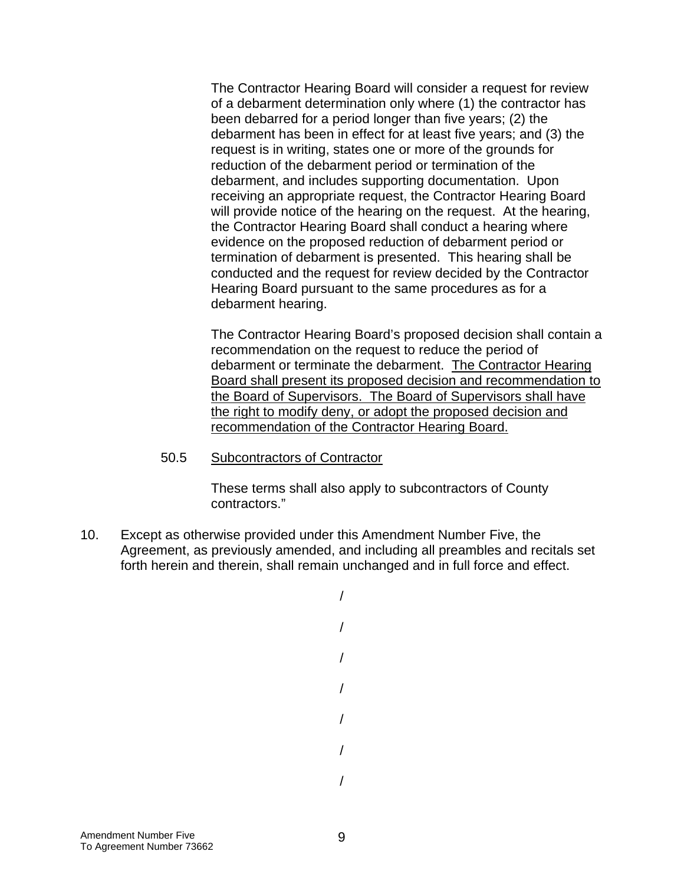The Contractor Hearing Board will consider a request for review of a debarment determination only where (1) the contractor has been debarred for a period longer than five years; (2) the debarment has been in effect for at least five years; and (3) the request is in writing, states one or more of the grounds for reduction of the debarment period or termination of the debarment, and includes supporting documentation. Upon receiving an appropriate request, the Contractor Hearing Board will provide notice of the hearing on the request. At the hearing, the Contractor Hearing Board shall conduct a hearing where evidence on the proposed reduction of debarment period or termination of debarment is presented. This hearing shall be conducted and the request for review decided by the Contractor Hearing Board pursuant to the same procedures as for a debarment hearing.

The Contractor Hearing Board's proposed decision shall contain a recommendation on the request to reduce the period of debarment or terminate the debarment. <u>The Contractor Hearing Board shall present its proposed decision and recommendation to the Board of Supervisors. The Board of Supervisors shall have the right to modify deny, or adopt the proposed decision and recommendation of the Contractor Hearing Board.</u>

50.5 <u>Subcontractors of Contractor</u>

These terms shall also apply to subcontractors of County contractors."

10. Except as otherwise provided under this Amendment Number Five, the Agreement, as previously amended, and including all preambles and recitals set forth herein and therein, shall remain unchanged and in full force and effect.

/

/

/

/

/

/

/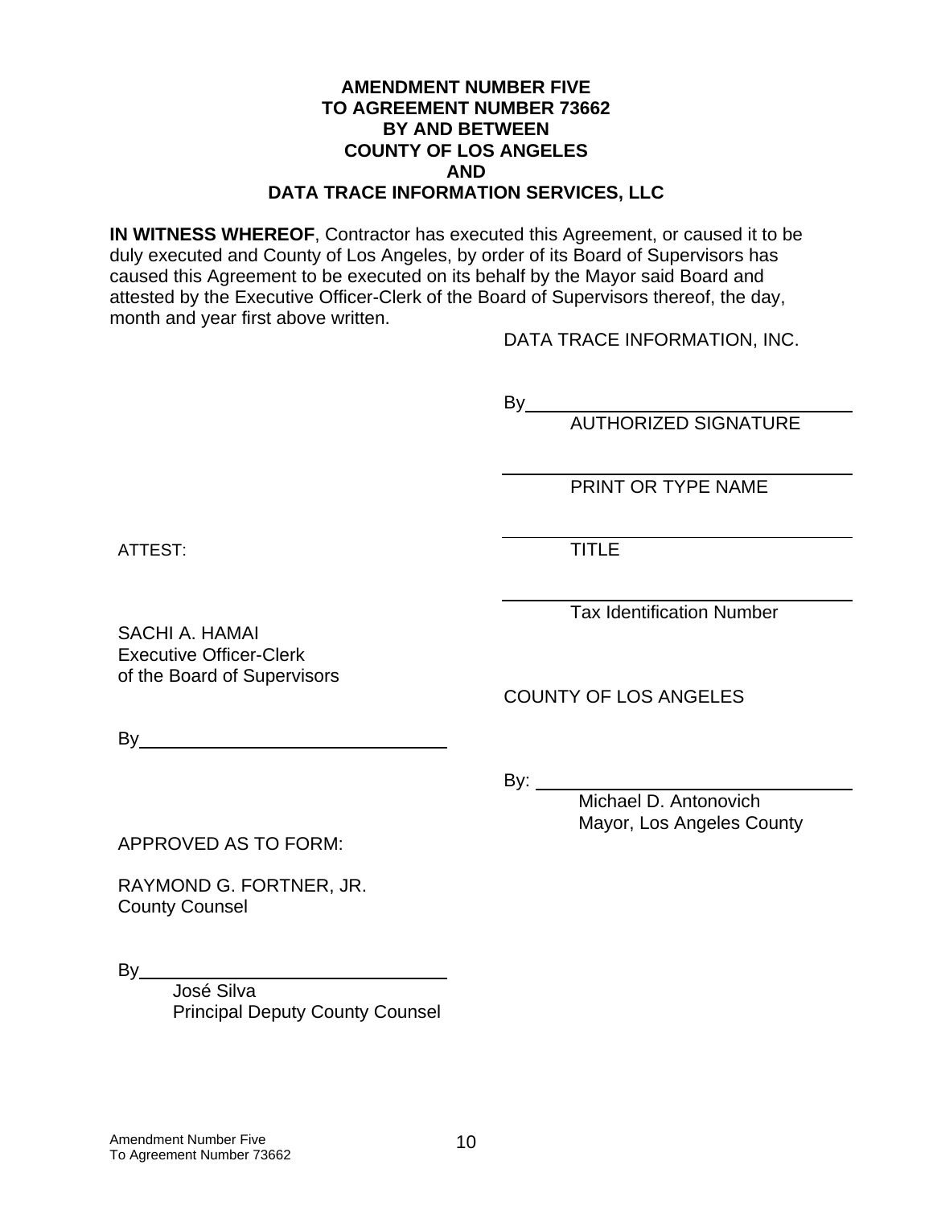**AMENDMENT NUMBER FIVE**
**TO AGREEMENT NUMBER 73662**
**BY AND BETWEEN**
**COUNTY OF LOS ANGELES**
**AND**
**DATA TRACE INFORMATION SERVICES, LLC**

**IN WITNESS WHEREOF**, Contractor has executed this Agreement, or caused it to be duly executed and County of Los Angeles, by order of its Board of Supervisors has caused this Agreement to be executed on its behalf by the Mayor said Board and attested by the Executive Officer-Clerk of the Board of Supervisors thereof, the day, month and year first above written.

DATA TRACE INFORMATION, INC.

By ______________________________
AUTHORIZED SIGNATURE

______________________________
PRINT OR TYPE NAME

______________________________
TITLE

______________________________
Tax Identification Number

ATTEST:

SACHI A. HAMAI
Executive Officer-Clerk
of the Board of Supervisors

By ______________________________

COUNTY OF LOS ANGELES

By: ______________________________
Michael D. Antonovich
Mayor, Los Angeles County

APPROVED AS TO FORM:

RAYMOND G. FORTNER, JR.
County Counsel

By ______________________________
José Silva
Principal Deputy County Counsel